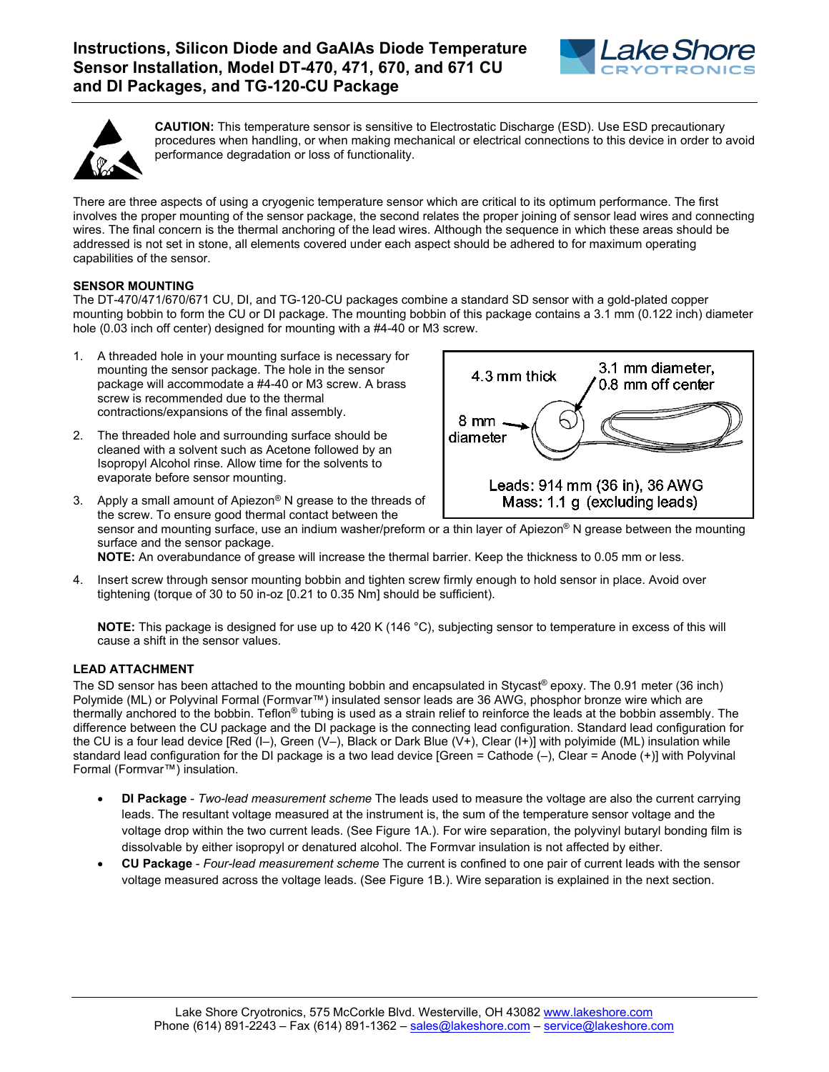# Instructions, Silicon Diode and GaAlAs Diode Temperature Sensor Installation, Model DT-470, 471, 670, and 671 CU and DI Packages, and TG-120-CU Package

**CAUTION:** This temperature sensor is sensitive to Electrostatic Discharge (ESD). Use ESD precautionary procedures when handling, or when making mechanical or electrical connections to this device in order to avoid performance degradation or loss of functionality.

There are three aspects of using a cryogenic temperature sensor which are critical to its optimum performance. The first involves the proper mounting of the sensor package, the second relates the proper joining of sensor lead wires and connecting wires. The final concern is the thermal anchoring of the lead wires. Although the sequence in which these areas should be addressed is not set in stone, all elements covered under each aspect should be adhered to for maximum operating capabilities of the sensor.

## SENSOR MOUNTING

The DT-470/471/670/671 CU, DI, and TG-120-CU packages combine a standard SD sensor with a gold-plated copper mounting bobbin to form the CU or DI package. The mounting bobbin of this package contains a 3.1 mm (0.122 inch) diameter hole (0.03 inch off center) designed for mounting with a #4-40 or M3 screw.

4.3 mm thick
3.1 mm diameter, 0.8 mm off center
8 mm diameter

Leads: 914 mm (36 in), 36 AWG
Mass: 1.1 g (excluding leads)

1. A threaded hole in your mounting surface is necessary for mounting the sensor package. The hole in the sensor package will accommodate a #4-40 or M3 screw. A brass screw is recommended due to the thermal contractions/expansions of the final assembly.
2. The threaded hole and surrounding surface should be cleaned with a solvent such as Acetone followed by an Isopropyl Alcohol rinse. Allow time for the solvents to evaporate before sensor mounting.
3. Apply a small amount of Apiezon® N grease to the threads of the screw. To ensure good thermal contact between the sensor and mounting surface, use an indium washer/preform or a thin layer of Apiezon® N grease between the mounting surface and the sensor package.
   **NOTE:** An overabundance of grease will increase the thermal barrier. Keep the thickness to 0.05 mm or less.
4. Insert screw through sensor mounting bobbin and tighten screw firmly enough to hold sensor in place. Avoid over tightening (torque of 30 to 50 in-oz [0.21 to 0.35 Nm] should be sufficient).

   **NOTE:** This package is designed for use up to 420 K (146 °C), subjecting sensor to temperature in excess of this will cause a shift in the sensor values.

## LEAD ATTACHMENT

The SD sensor has been attached to the mounting bobbin and encapsulated in Stycast® epoxy. The 0.91 meter (36 inch) Polymide (ML) or Polyvinal Formal (Formvar™) insulated sensor leads are 36 AWG, phosphor bronze wire which are thermally anchored to the bobbin. Teflon® tubing is used as a strain relief to reinforce the leads at the bobbin assembly. The difference between the CU package and the DI package is the connecting lead configuration. Standard lead configuration for the CU is a four lead device [Red (I–), Green (V–), Black or Dark Blue (V+), Clear (I+)] with polyimide (ML) insulation while standard lead configuration for the DI package is a two lead device [Green = Cathode (–), Clear = Anode (+)] with Polyvinal Formal (Formvar™) insulation.

- **DI Package** - *Two-lead measurement scheme* The leads used to measure the voltage are also the current carrying leads. The resultant voltage measured at the instrument is, the sum of the temperature sensor voltage and the voltage drop within the two current leads. (See Figure 1A.). For wire separation, the polyvinyl butaryl bonding film is dissolvable by either isopropyl or denatured alcohol. The Formvar insulation is not affected by either.
- **CU Package** - *Four-lead measurement scheme* The current is confined to one pair of current leads with the sensor voltage measured across the voltage leads. (See Figure 1B.). Wire separation is explained in the next section.

Lake Shore Cryotronics, 575 McCorkle Blvd. Westerville, OH 43082 www.lakeshore.com
Phone (614) 891-2243 – Fax (614) 891-1362 – sales@lakeshore.com – service@lakeshore.com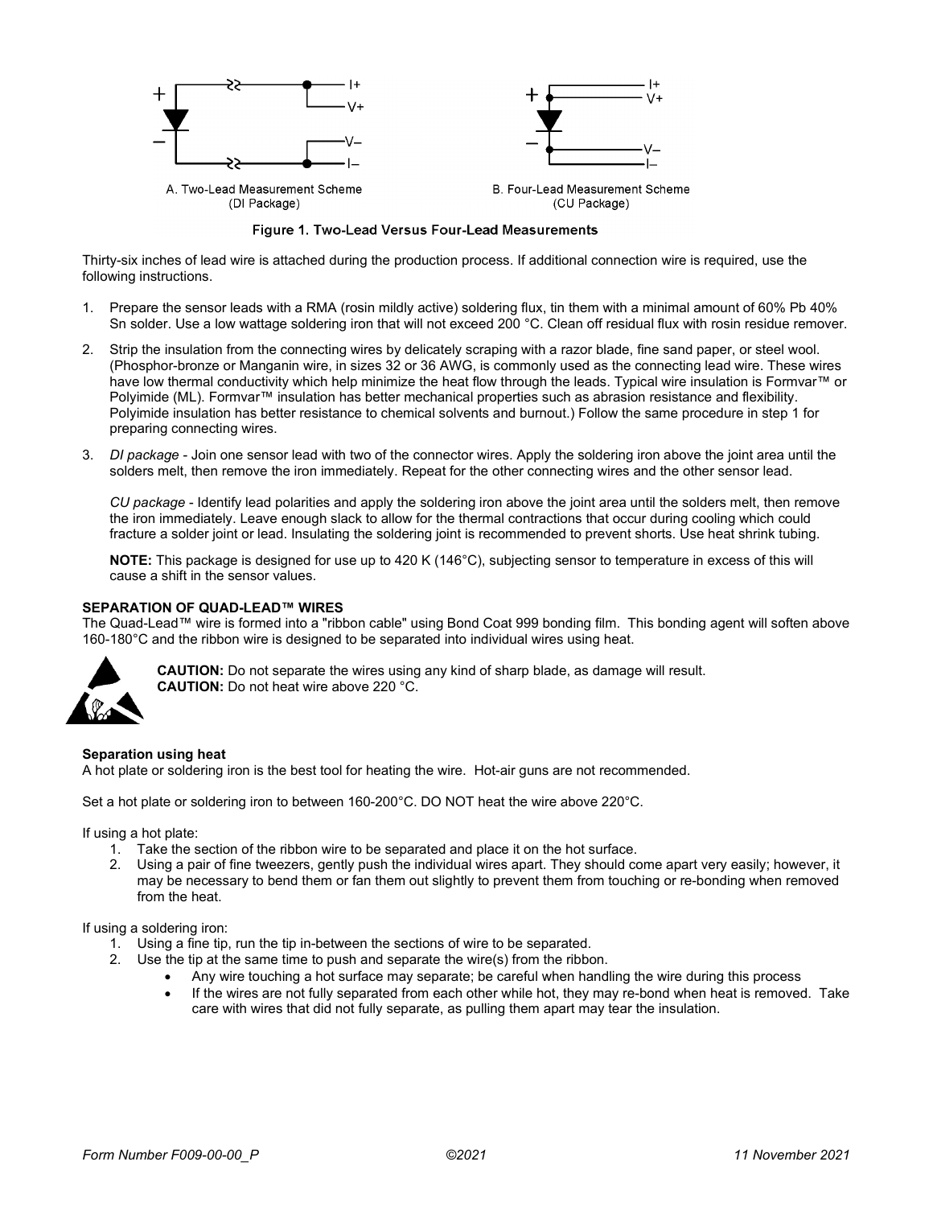A. Two-Lead Measurement Scheme (DI Package)

B. Four-Lead Measurement Scheme (CU Package)

**Figure 1. Two-Lead Versus Four-Lead Measurements**

Thirty-six inches of lead wire is attached during the production process. If additional connection wire is required, use the following instructions.

1. Prepare the sensor leads with a RMA (rosin mildly active) soldering flux, tin them with a minimal amount of 60% Pb 40% Sn solder. Use a low wattage soldering iron that will not exceed 200 °C. Clean off residual flux with rosin residue remover.
2. Strip the insulation from the connecting wires by delicately scraping with a razor blade, fine sand paper, or steel wool. (Phosphor-bronze or Manganin wire, in sizes 32 or 36 AWG, is commonly used as the connecting lead wire. These wires have low thermal conductivity which help minimize the heat flow through the leads. Typical wire insulation is Formvar™ or Polyimide (ML). Formvar™ insulation has better mechanical properties such as abrasion resistance and flexibility. Polyimide insulation has better resistance to chemical solvents and burnout.) Follow the same procedure in step 1 for preparing connecting wires.
3. *DI package* - Join one sensor lead with two of the connector wires. Apply the soldering iron above the joint area until the solders melt, then remove the iron immediately. Repeat for the other connecting wires and the other sensor lead.

   *CU package* - Identify lead polarities and apply the soldering iron above the joint area until the solders melt, then remove the iron immediately. Leave enough slack to allow for the thermal contractions that occur during cooling which could fracture a solder joint or lead. Insulating the soldering joint is recommended to prevent shorts. Use heat shrink tubing.

   **NOTE:** This package is designed for use up to 420 K (146°C), subjecting sensor to temperature in excess of this will cause a shift in the sensor values.

**SEPARATION OF QUAD-LEAD™ WIRES**

The Quad-Lead™ wire is formed into a "ribbon cable" using Bond Coat 999 bonding film. This bonding agent will soften above 160-180°C and the ribbon wire is designed to be separated into individual wires using heat.

**CAUTION:** Do not separate the wires using any kind of sharp blade, as damage will result.
**CAUTION:** Do not heat wire above 220 °C.

**Separation using heat**

A hot plate or soldering iron is the best tool for heating the wire. Hot-air guns are not recommended.

Set a hot plate or soldering iron to between 160-200°C. DO NOT heat the wire above 220°C.

If using a hot plate:

1. Take the section of the ribbon wire to be separated and place it on the hot surface.
2. Using a pair of fine tweezers, gently push the individual wires apart. They should come apart very easily; however, it may be necessary to bend them or fan them out slightly to prevent them from touching or re-bonding when removed from the heat.

If using a soldering iron:

1. Using a fine tip, run the tip in-between the sections of wire to be separated.
2. Use the tip at the same time to push and separate the wire(s) from the ribbon.
   - Any wire touching a hot surface may separate; be careful when handling the wire during this process
   - If the wires are not fully separated from each other while hot, they may re-bond when heat is removed. Take care with wires that did not fully separate, as pulling them apart may tear the insulation.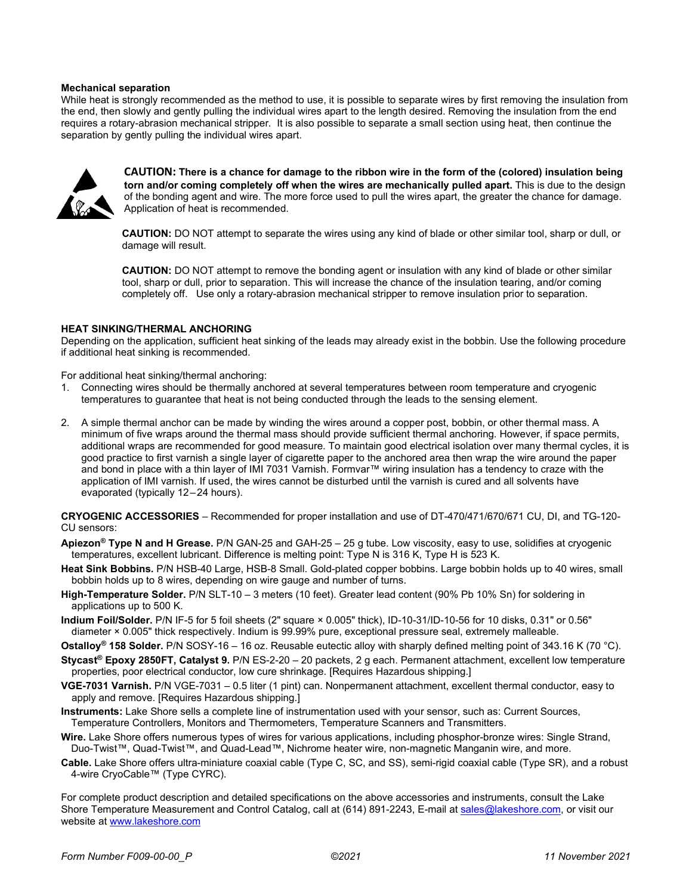**Mechanical separation**

While heat is strongly recommended as the method to use, it is possible to separate wires by first removing the insulation from the end, then slowly and gently pulling the individual wires apart to the length desired. Removing the insulation from the end requires a rotary-abrasion mechanical stripper. It is also possible to separate a small section using heat, then continue the separation by gently pulling the individual wires apart.

**CAUTION: There is a chance for damage to the ribbon wire in the form of the (colored) insulation being torn and/or coming completely off when the wires are mechanically pulled apart.** This is due to the design of the bonding agent and wire. The more force used to pull the wires apart, the greater the chance for damage. Application of heat is recommended.

**CAUTION:** DO NOT attempt to separate the wires using any kind of blade or other similar tool, sharp or dull, or damage will result.

**CAUTION:** DO NOT attempt to remove the bonding agent or insulation with any kind of blade or other similar tool, sharp or dull, prior to separation. This will increase the chance of the insulation tearing, and/or coming completely off. Use only a rotary-abrasion mechanical stripper to remove insulation prior to separation.

**HEAT SINKING/THERMAL ANCHORING**

Depending on the application, sufficient heat sinking of the leads may already exist in the bobbin. Use the following procedure if additional heat sinking is recommended.

For additional heat sinking/thermal anchoring:

1. Connecting wires should be thermally anchored at several temperatures between room temperature and cryogenic temperatures to guarantee that heat is not being conducted through the leads to the sensing element.

2. A simple thermal anchor can be made by winding the wires around a copper post, bobbin, or other thermal mass. A minimum of five wraps around the thermal mass should provide sufficient thermal anchoring. However, if space permits, additional wraps are recommended for good measure. To maintain good electrical isolation over many thermal cycles, it is good practice to first varnish a single layer of cigarette paper to the anchored area then wrap the wire around the paper and bond in place with a thin layer of IMI 7031 Varnish. Formvar™ wiring insulation has a tendency to craze with the application of IMI varnish. If used, the wires cannot be disturbed until the varnish is cured and all solvents have evaporated (typically 12–24 hours).

**CRYOGENIC ACCESSORIES** – Recommended for proper installation and use of DT-470/471/670/671 CU, DI, and TG-120-CU sensors:

**Apiezon® Type N and H Grease.** P/N GAN-25 and GAH-25 – 25 g tube. Low viscosity, easy to use, solidifies at cryogenic temperatures, excellent lubricant. Difference is melting point: Type N is 316 K, Type H is 523 K.

**Heat Sink Bobbins.** P/N HSB-40 Large, HSB-8 Small. Gold-plated copper bobbins. Large bobbin holds up to 40 wires, small bobbin holds up to 8 wires, depending on wire gauge and number of turns.

**High-Temperature Solder.** P/N SLT-10 – 3 meters (10 feet). Greater lead content (90% Pb 10% Sn) for soldering in applications up to 500 K.

**Indium Foil/Solder.** P/N IF-5 for 5 foil sheets (2" square × 0.005" thick), ID-10-31/ID-10-56 for 10 disks, 0.31" or 0.56" diameter × 0.005" thick respectively. Indium is 99.99% pure, exceptional pressure seal, extremely malleable.

**Ostalloy® 158 Solder.** P/N SOSY-16 – 16 oz. Reusable eutectic alloy with sharply defined melting point of 343.16 K (70 °C).

**Stycast® Epoxy 2850FT, Catalyst 9.** P/N ES-2-20 – 20 packets, 2 g each. Permanent attachment, excellent low temperature properties, poor electrical conductor, low cure shrinkage. [Requires Hazardous shipping.]

**VGE-7031 Varnish.** P/N VGE-7031 – 0.5 liter (1 pint) can. Nonpermanent attachment, excellent thermal conductor, easy to apply and remove. [Requires Hazardous shipping.]

**Instruments:** Lake Shore sells a complete line of instrumentation used with your sensor, such as: Current Sources, Temperature Controllers, Monitors and Thermometers, Temperature Scanners and Transmitters.

**Wire.** Lake Shore offers numerous types of wires for various applications, including phosphor-bronze wires: Single Strand, Duo-Twist™, Quad-Twist™, and Quad-Lead™, Nichrome heater wire, non-magnetic Manganin wire, and more.

**Cable.** Lake Shore offers ultra-miniature coaxial cable (Type C, SC, and SS), semi-rigid coaxial cable (Type SR), and a robust 4-wire CryoCable™ (Type CYRC).

For complete product description and detailed specifications on the above accessories and instruments, consult the Lake Shore Temperature Measurement and Control Catalog, call at (614) 891-2243, E-mail at sales@lakeshore.com, or visit our website at www.lakeshore.com

*Form Number F009-00-00_P* *©2021* *11 November 2021*